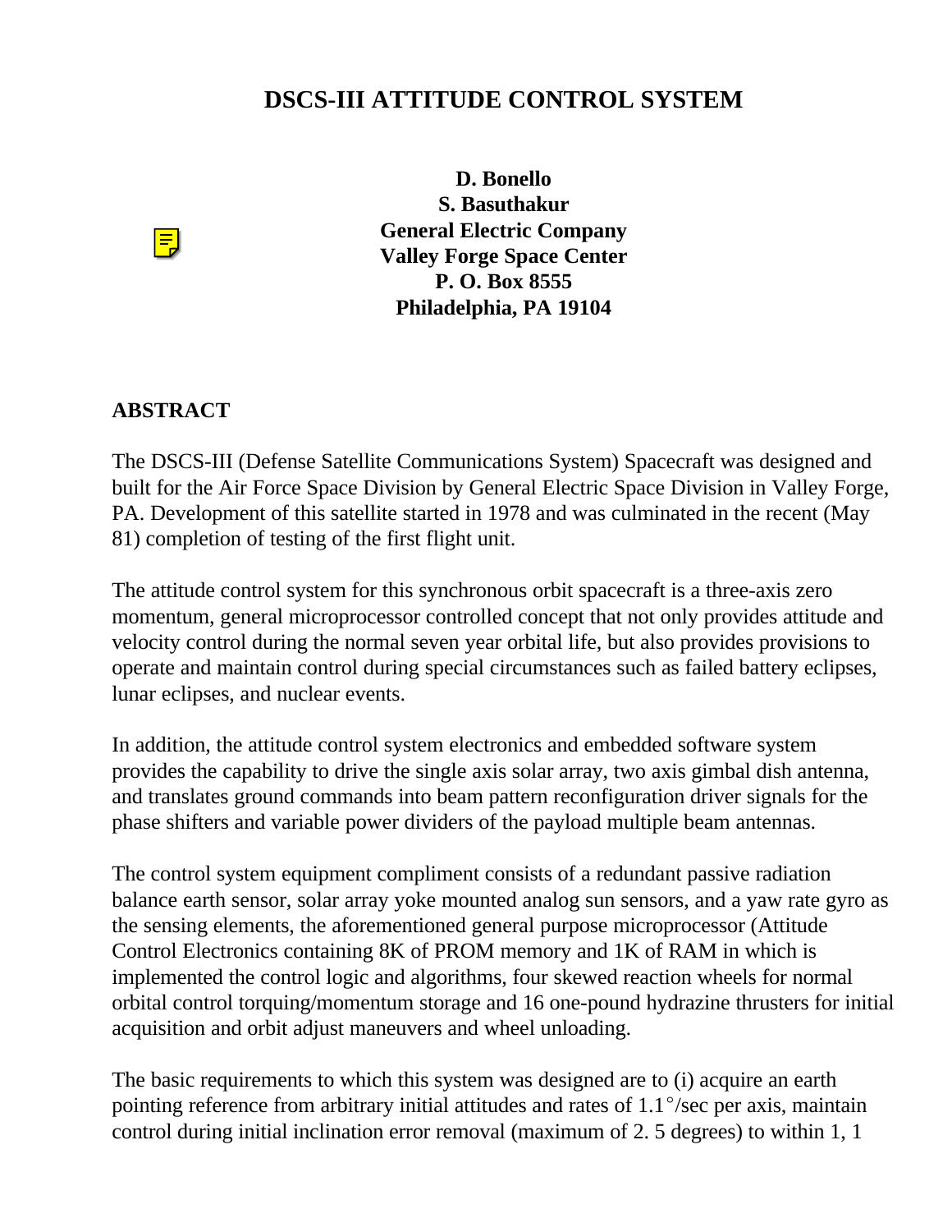# DSCS-III ATTITUDE CONTROL SYSTEM

**D. Bonello**
**S. Basuthakur**
**General Electric Company**
**Valley Forge Space Center**
**P. O. Box 8555**
**Philadelphia, PA 19104**

## ABSTRACT

The DSCS-III (Defense Satellite Communications System) Spacecraft was designed and built for the Air Force Space Division by General Electric Space Division in Valley Forge, PA. Development of this satellite started in 1978 and was culminated in the recent (May 81) completion of testing of the first flight unit.

The attitude control system for this synchronous orbit spacecraft is a three-axis zero momentum, general microprocessor controlled concept that not only provides attitude and velocity control during the normal seven year orbital life, but also provides provisions to operate and maintain control during special circumstances such as failed battery eclipses, lunar eclipses, and nuclear events.

In addition, the attitude control system electronics and embedded software system provides the capability to drive the single axis solar array, two axis gimbal dish antenna, and translates ground commands into beam pattern reconfiguration driver signals for the phase shifters and variable power dividers of the payload multiple beam antennas.

The control system equipment compliment consists of a redundant passive radiation balance earth sensor, solar array yoke mounted analog sun sensors, and a yaw rate gyro as the sensing elements, the aforementioned general purpose microprocessor (Attitude Control Electronics containing 8K of PROM memory and 1K of RAM in which is implemented the control logic and algorithms, four skewed reaction wheels for normal orbital control torquing/momentum storage and 16 one-pound hydrazine thrusters for initial acquisition and orbit adjust maneuvers and wheel unloading.

The basic requirements to which this system was designed are to (i) acquire an earth pointing reference from arbitrary initial attitudes and rates of 1.1°/sec per axis, maintain control during initial inclination error removal (maximum of 2. 5 degrees) to within 1, 1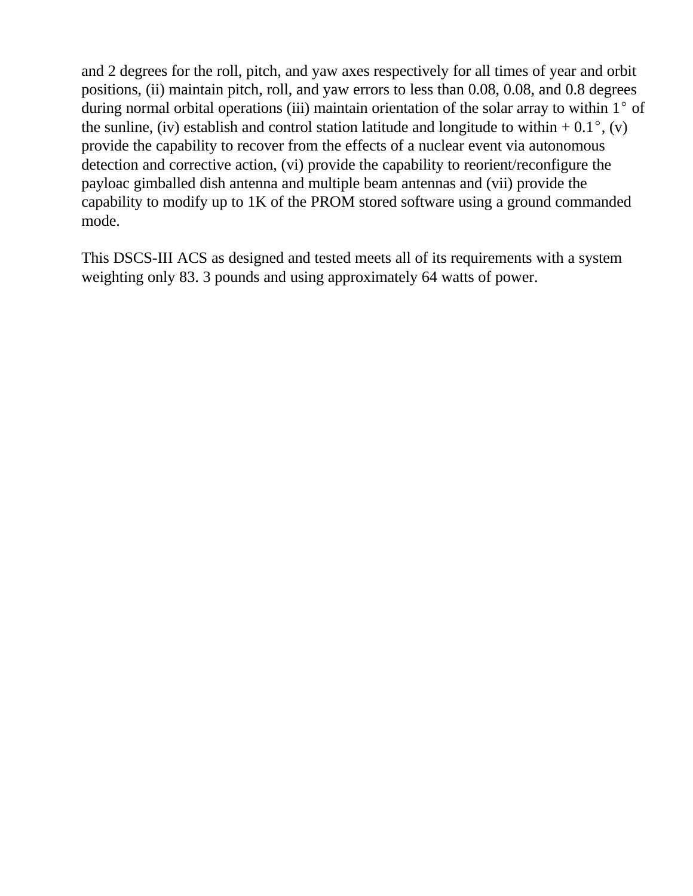and 2 degrees for the roll, pitch, and yaw axes respectively for all times of year and orbit positions, (ii) maintain pitch, roll, and yaw errors to less than 0.08, 0.08, and 0.8 degrees during normal orbital operations (iii) maintain orientation of the solar array to within 1° of the sunline, (iv) establish and control station latitude and longitude to within + 0.1°, (v) provide the capability to recover from the effects of a nuclear event via autonomous detection and corrective action, (vi) provide the capability to reorient/reconfigure the payloac gimballed dish antenna and multiple beam antennas and (vii) provide the capability to modify up to 1K of the PROM stored software using a ground commanded mode.

This DSCS-III ACS as designed and tested meets all of its requirements with a system weighting only 83. 3 pounds and using approximately 64 watts of power.